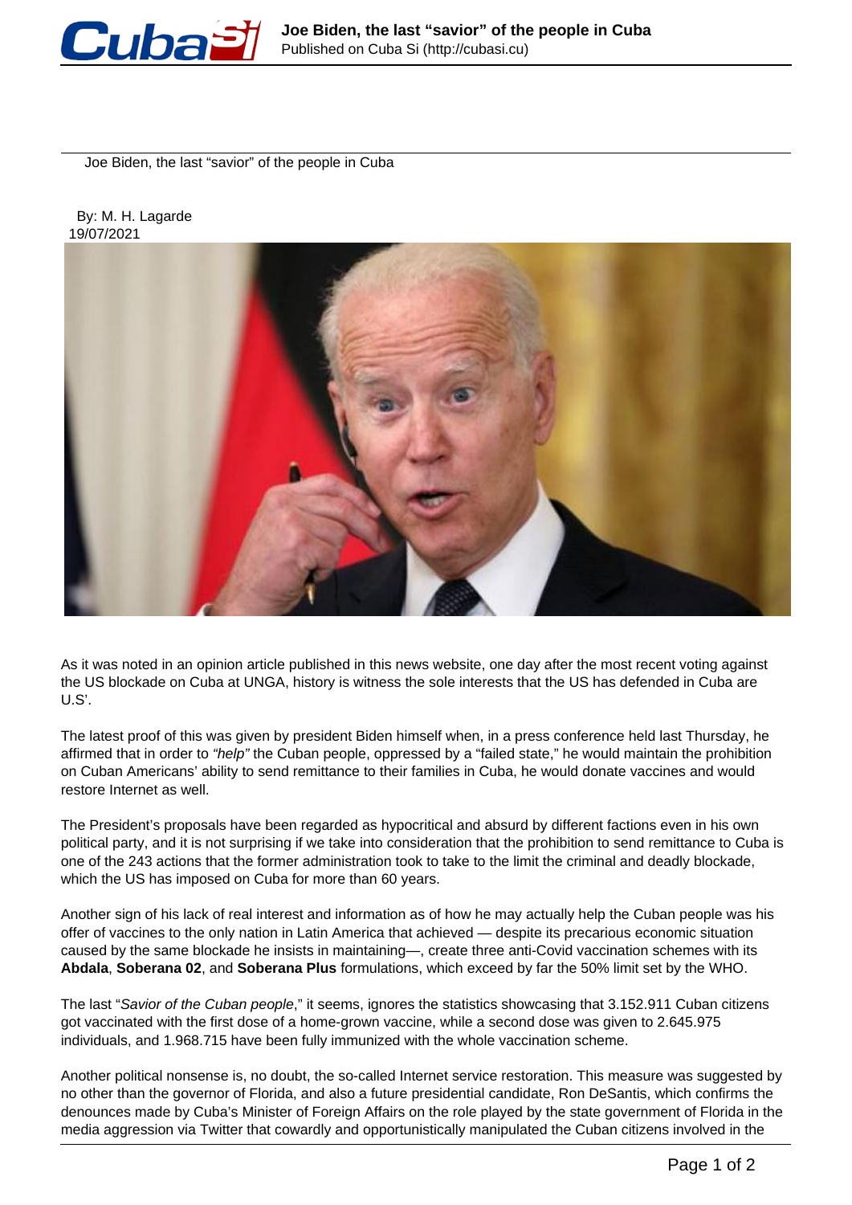# Joe Biden, the last "savior" of the people in Cuba

By: M. H. Lagarde
19/07/2021

As it was noted in an opinion article published in this news website, one day after the most recent voting against the US blockade on Cuba at UNGA, history is witness the sole interests that the US has defended in Cuba are U.S'.

The latest proof of this was given by president Biden himself when, in a press conference held last Thursday, he affirmed that in order to *"help"* the Cuban people, oppressed by a "failed state," he would maintain the prohibition on Cuban Americans' ability to send remittance to their families in Cuba, he would donate vaccines and would restore Internet as well.

The President's proposals have been regarded as hypocritical and absurd by different factions even in his own political party, and it is not surprising if we take into consideration that the prohibition to send remittance to Cuba is one of the 243 actions that the former administration took to take to the limit the criminal and deadly blockade, which the US has imposed on Cuba for more than 60 years.

Another sign of his lack of real interest and information as of how he may actually help the Cuban people was his offer of vaccines to the only nation in Latin America that achieved — despite its precarious economic situation caused by the same blockade he insists in maintaining—, create three anti-Covid vaccination schemes with its **Abdala**, **Soberana 02**, and **Soberana Plus** formulations, which exceed by far the 50% limit set by the WHO.

The last "*Savior of the Cuban people*," it seems, ignores the statistics showcasing that 3.152.911 Cuban citizens got vaccinated with the first dose of a home-grown vaccine, while a second dose was given to 2.645.975 individuals, and 1.968.715 have been fully immunized with the whole vaccination scheme.

Another political nonsense is, no doubt, the so-called Internet service restoration. This measure was suggested by no other than the governor of Florida, and also a future presidential candidate, Ron DeSantis, which confirms the denounces made by Cuba's Minister of Foreign Affairs on the role played by the state government of Florida in the media aggression via Twitter that cowardly and opportunistically manipulated the Cuban citizens involved in the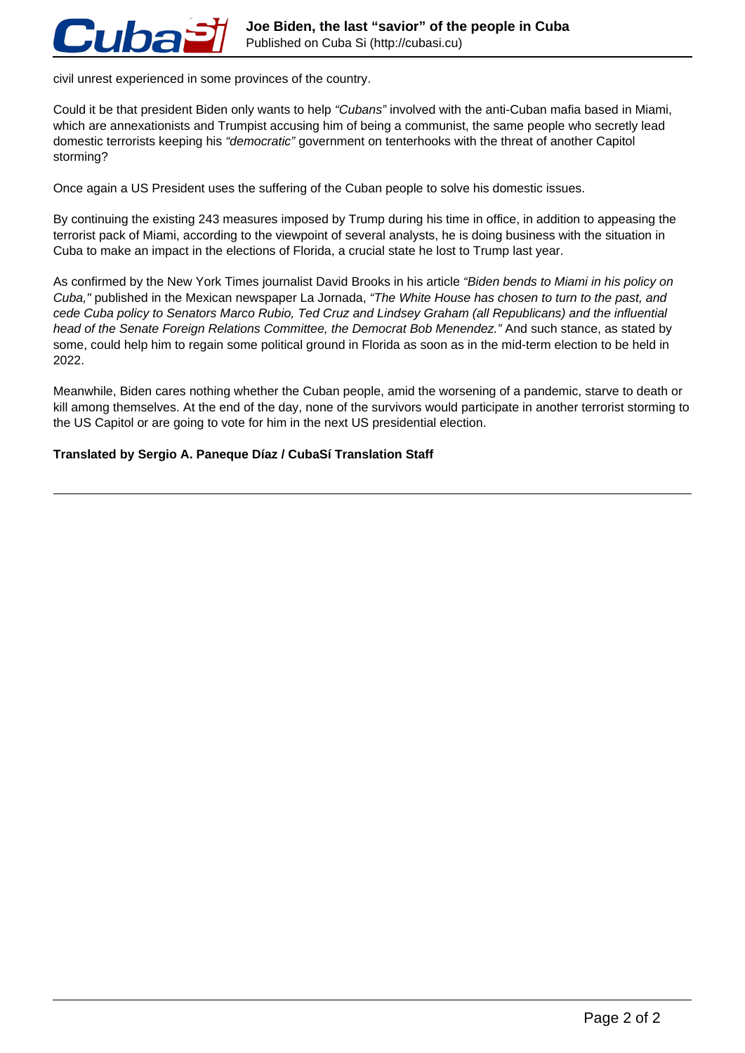civil unrest experienced in some provinces of the country.

Could it be that president Biden only wants to help *"Cubans"* involved with the anti-Cuban mafia based in Miami, which are annexationists and Trumpist accusing him of being a communist, the same people who secretly lead domestic terrorists keeping his *"democratic"* government on tenterhooks with the threat of another Capitol storming?

Once again a US President uses the suffering of the Cuban people to solve his domestic issues.

By continuing the existing 243 measures imposed by Trump during his time in office, in addition to appeasing the terrorist pack of Miami, according to the viewpoint of several analysts, he is doing business with the situation in Cuba to make an impact in the elections of Florida, a crucial state he lost to Trump last year.

As confirmed by the New York Times journalist David Brooks in his article *"Biden bends to Miami in his policy on Cuba,"* published in the Mexican newspaper La Jornada, *"The White House has chosen to turn to the past, and cede Cuba policy to Senators Marco Rubio, Ted Cruz and Lindsey Graham (all Republicans) and the influential head of the Senate Foreign Relations Committee, the Democrat Bob Menendez."* And such stance, as stated by some, could help him to regain some political ground in Florida as soon as in the mid-term election to be held in 2022.

Meanwhile, Biden cares nothing whether the Cuban people, amid the worsening of a pandemic, starve to death or kill among themselves. At the end of the day, none of the survivors would participate in another terrorist storming to the US Capitol or are going to vote for him in the next US presidential election.

**Translated by Sergio A. Paneque Díaz / CubaSí Translation Staff**